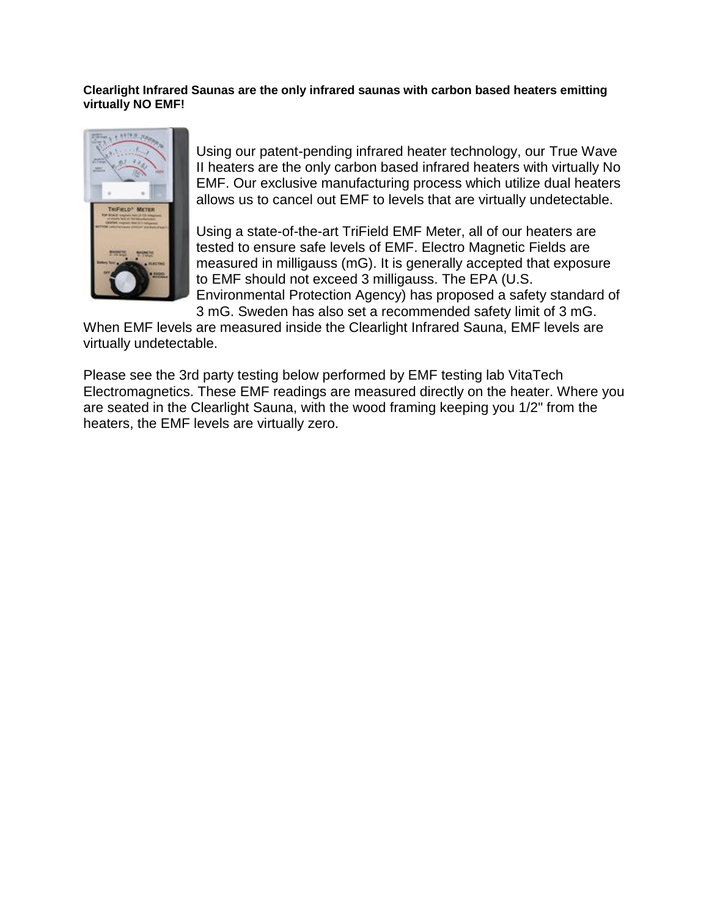**Clearlight Infrared Saunas are the only infrared saunas with carbon based heaters emitting virtually NO EMF!**

Using our patent-pending infrared heater technology, our True Wave II heaters are the only carbon based infrared heaters with virtually No EMF. Our exclusive manufacturing process which utilize dual heaters allows us to cancel out EMF to levels that are virtually undetectable.

Using a state-of-the-art TriField EMF Meter, all of our heaters are tested to ensure safe levels of EMF. Electro Magnetic Fields are measured in milligauss (mG). It is generally accepted that exposure to EMF should not exceed 3 milligauss. The EPA (U.S. Environmental Protection Agency) has proposed a safety standard of 3 mG. Sweden has also set a recommended safety limit of 3 mG. When EMF levels are measured inside the Clearlight Infrared Sauna, EMF levels are virtually undetectable.

Please see the 3rd party testing below performed by EMF testing lab VitaTech Electromagnetics. These EMF readings are measured directly on the heater. Where you are seated in the Clearlight Sauna, with the wood framing keeping you 1/2" from the heaters, the EMF levels are virtually zero.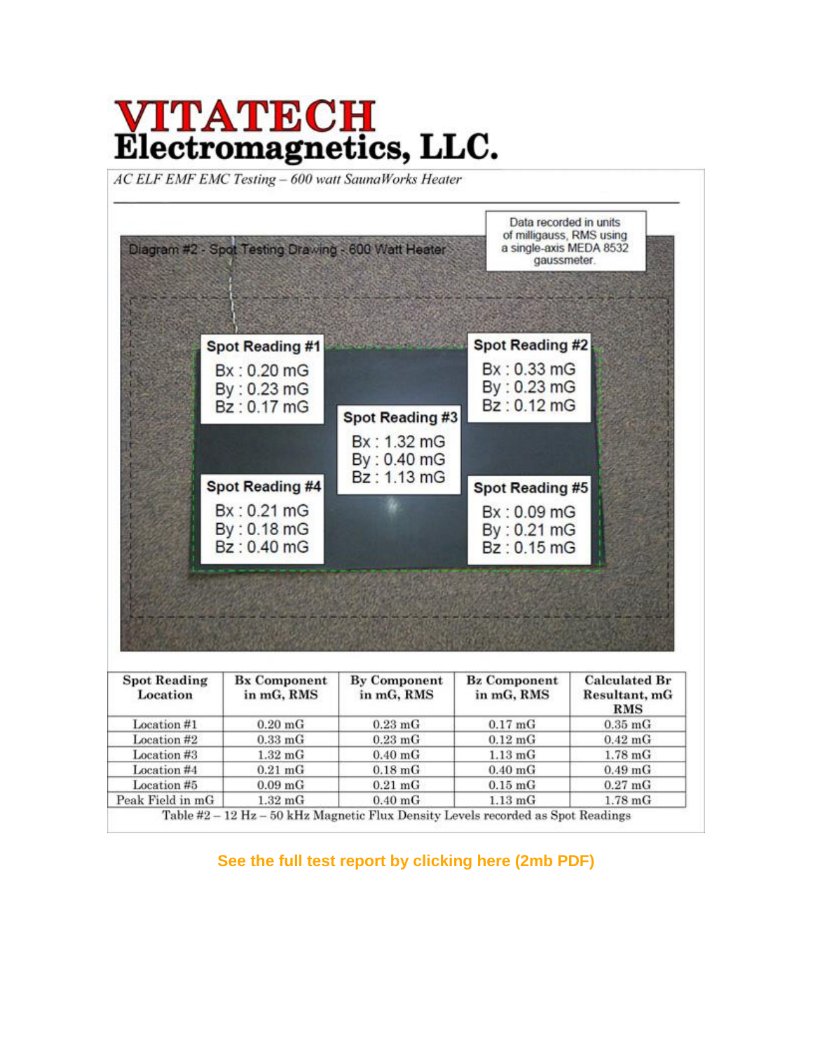# VITATECH Electromagnetics, LLC.

*AC ELF EMF EMC Testing – 600 watt SaunaWorks Heater*

Diagram #2 - Spot Testing Drawing - 600 Watt Heater

Data recorded in units of milligauss, RMS using a single-axis MEDA 8532 gaussmeter.

**Spot Reading #1**
Bx : 0.20 mG
By : 0.23 mG
Bz : 0.17 mG

**Spot Reading #2**
Bx : 0.33 mG
By : 0.23 mG
Bz : 0.12 mG

**Spot Reading #3**
Bx : 1.32 mG
By : 0.40 mG
Bz : 1.13 mG

**Spot Reading #4**
Bx : 0.21 mG
By : 0.18 mG
Bz : 0.40 mG

**Spot Reading #5**
Bx : 0.09 mG
By : 0.21 mG
Bz : 0.15 mG

| Spot Reading Location | Bx Component in mG, RMS | By Component in mG, RMS | Bz Component in mG, RMS | Calculated Br Resultant, mG RMS |
|---|---|---|---|---|
| Location #1 | 0.20 mG | 0.23 mG | 0.17 mG | 0.35 mG |
| Location #2 | 0.33 mG | 0.23 mG | 0.12 mG | 0.42 mG |
| Location #3 | 1.32 mG | 0.40 mG | 1.13 mG | 1.78 mG |
| Location #4 | 0.21 mG | 0.18 mG | 0.40 mG | 0.49 mG |
| Location #5 | 0.09 mG | 0.21 mG | 0.15 mG | 0.27 mG |
| Peak Field in mG | 1.32 mG | 0.40 mG | 1.13 mG | 1.78 mG |

Table #2 – 12 Hz – 50 kHz Magnetic Flux Density Levels recorded as Spot Readings

**See the full test report by clicking here (2mb PDF)**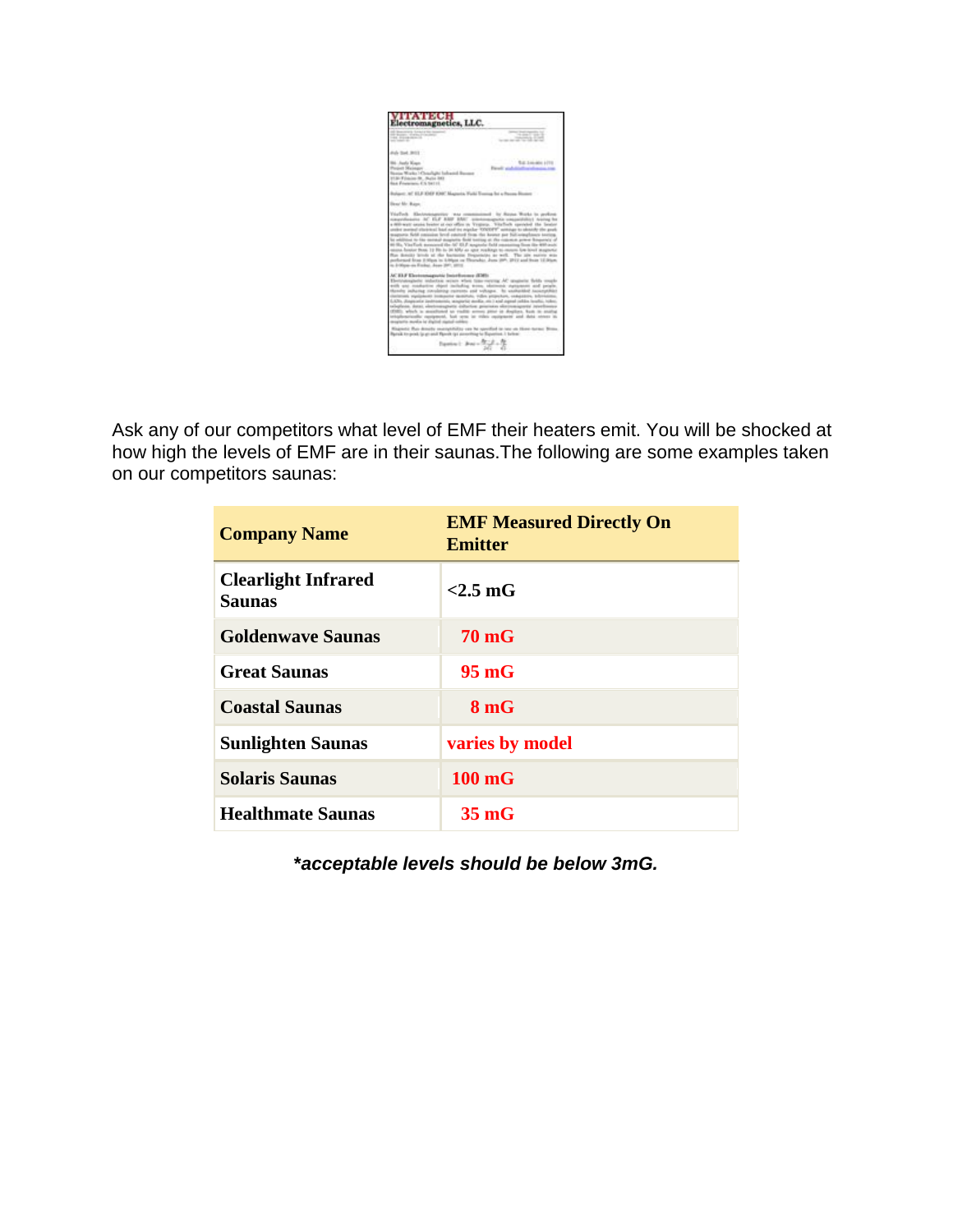Ask any of our competitors what level of EMF their heaters emit. You will be shocked at how high the levels of EMF are in their saunas.The following are some examples taken on our competitors saunas:

| Company Name | EMF Measured Directly On Emitter |
|---|---|
| Clearlight Infrared Saunas | <2.5 mG |
| Goldenwave Saunas | 70 mG |
| Great Saunas | 95 mG |
| Coastal Saunas | 8 mG |
| Sunlighten Saunas | varies by model |
| Solaris Saunas | 100 mG |
| Healthmate Saunas | 35 mG |

***acceptable levels should be below 3mG.***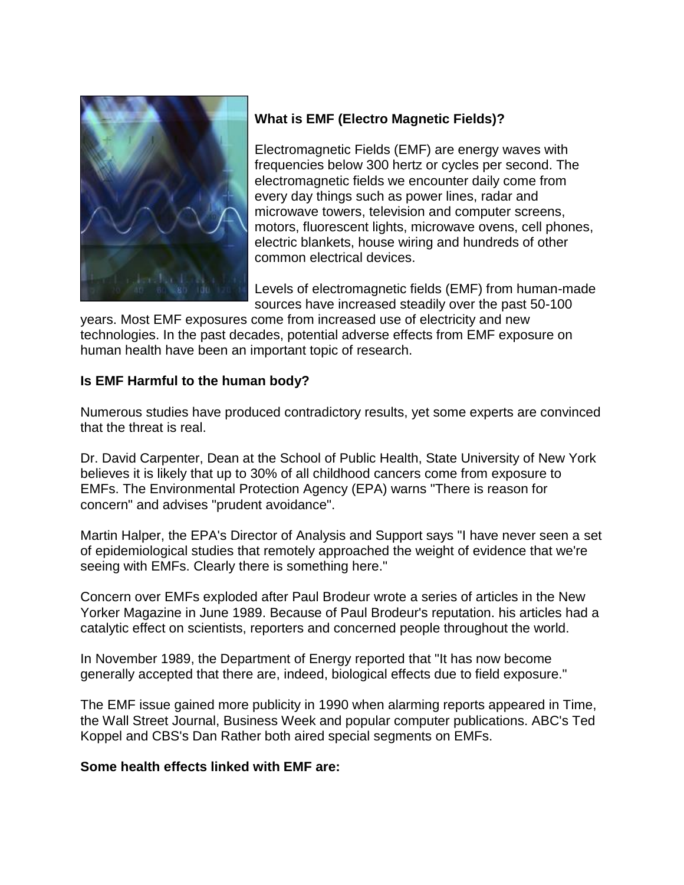**What is EMF (Electro Magnetic Fields)?**

Electromagnetic Fields (EMF) are energy waves with frequencies below 300 hertz or cycles per second. The electromagnetic fields we encounter daily come from every day things such as power lines, radar and microwave towers, television and computer screens, motors, fluorescent lights, microwave ovens, cell phones, electric blankets, house wiring and hundreds of other common electrical devices.

Levels of electromagnetic fields (EMF) from human-made sources have increased steadily over the past 50-100 years. Most EMF exposures come from increased use of electricity and new technologies. In the past decades, potential adverse effects from EMF exposure on human health have been an important topic of research.

**Is EMF Harmful to the human body?**

Numerous studies have produced contradictory results, yet some experts are convinced that the threat is real.

Dr. David Carpenter, Dean at the School of Public Health, State University of New York believes it is likely that up to 30% of all childhood cancers come from exposure to EMFs. The Environmental Protection Agency (EPA) warns "There is reason for concern" and advises "prudent avoidance".

Martin Halper, the EPA's Director of Analysis and Support says "I have never seen a set of epidemiological studies that remotely approached the weight of evidence that we're seeing with EMFs. Clearly there is something here."

Concern over EMFs exploded after Paul Brodeur wrote a series of articles in the New Yorker Magazine in June 1989. Because of Paul Brodeur's reputation. his articles had a catalytic effect on scientists, reporters and concerned people throughout the world.

In November 1989, the Department of Energy reported that "It has now become generally accepted that there are, indeed, biological effects due to field exposure."

The EMF issue gained more publicity in 1990 when alarming reports appeared in Time, the Wall Street Journal, Business Week and popular computer publications. ABC's Ted Koppel and CBS's Dan Rather both aired special segments on EMFs.

**Some health effects linked with EMF are:**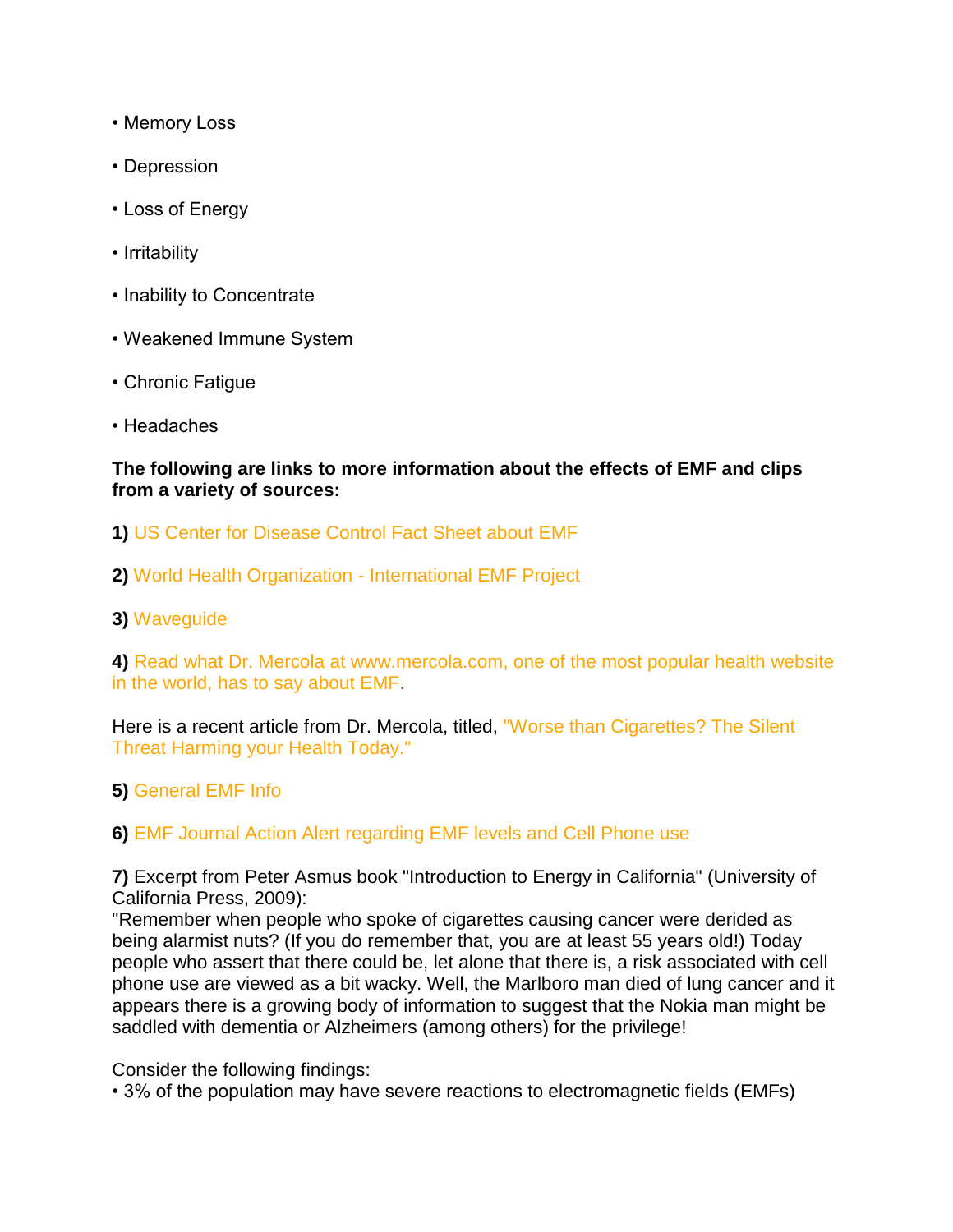- Memory Loss
- Depression
- Loss of Energy
- Irritability
- Inability to Concentrate
- Weakened Immune System
- Chronic Fatigue
- Headaches

**The following are links to more information about the effects of EMF and clips from a variety of sources:**

**1)** US Center for Disease Control Fact Sheet about EMF

**2)** World Health Organization - International EMF Project

**3)** Waveguide

**4)** Read what Dr. Mercola at www.mercola.com, one of the most popular health website in the world, has to say about EMF.

Here is a recent article from Dr. Mercola, titled, "Worse than Cigarettes? The Silent Threat Harming your Health Today."

**5)** General EMF Info

**6)** EMF Journal Action Alert regarding EMF levels and Cell Phone use

**7)** Excerpt from Peter Asmus book "Introduction to Energy in California" (University of California Press, 2009):
"Remember when people who spoke of cigarettes causing cancer were derided as being alarmist nuts? (If you do remember that, you are at least 55 years old!) Today people who assert that there could be, let alone that there is, a risk associated with cell phone use are viewed as a bit wacky. Well, the Marlboro man died of lung cancer and it appears there is a growing body of information to suggest that the Nokia man might be saddled with dementia or Alzheimers (among others) for the privilege!

Consider the following findings:
- 3% of the population may have severe reactions to electromagnetic fields (EMFs)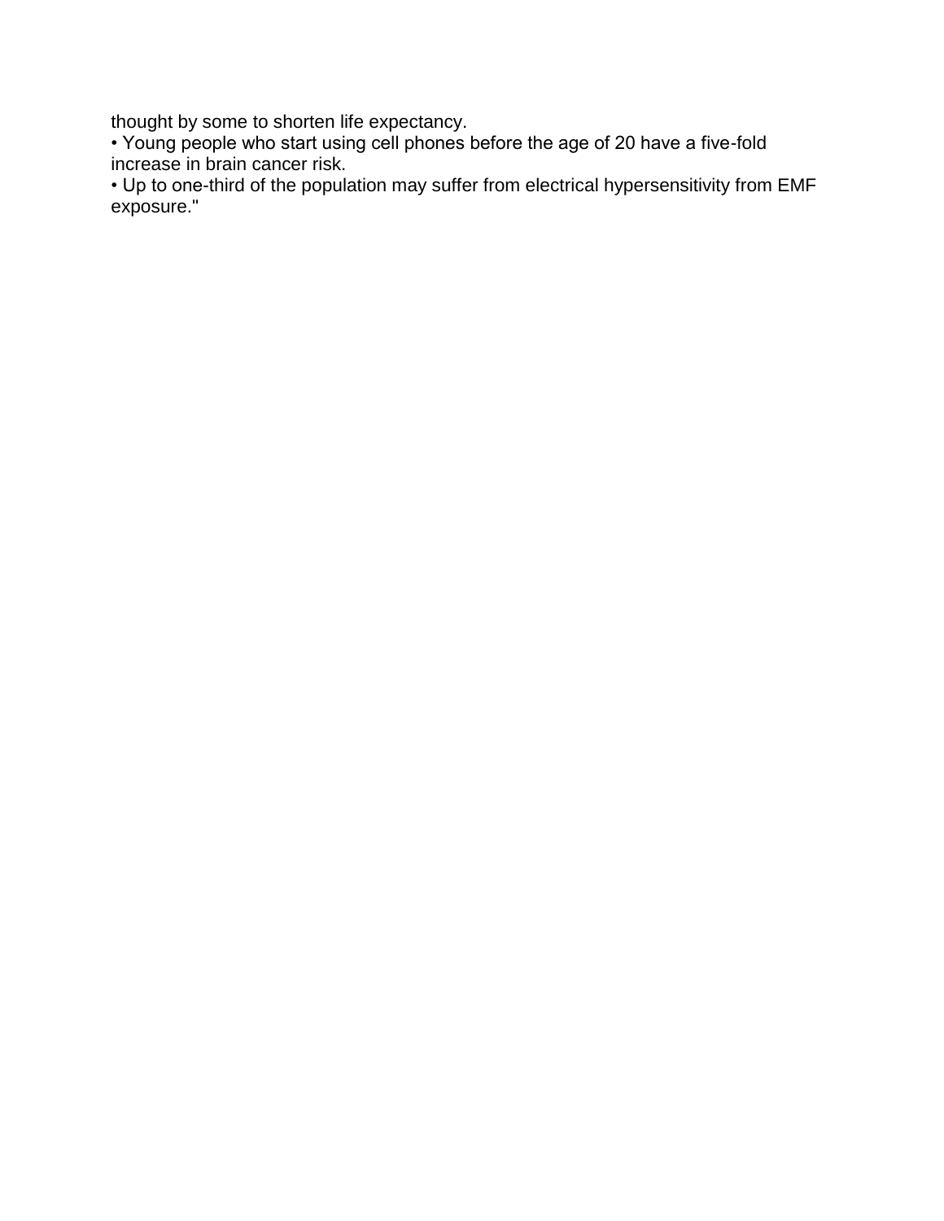thought by some to shorten life expectancy.

- Young people who start using cell phones before the age of 20 have a five-fold increase in brain cancer risk.
- Up to one-third of the population may suffer from electrical hypersensitivity from EMF exposure."